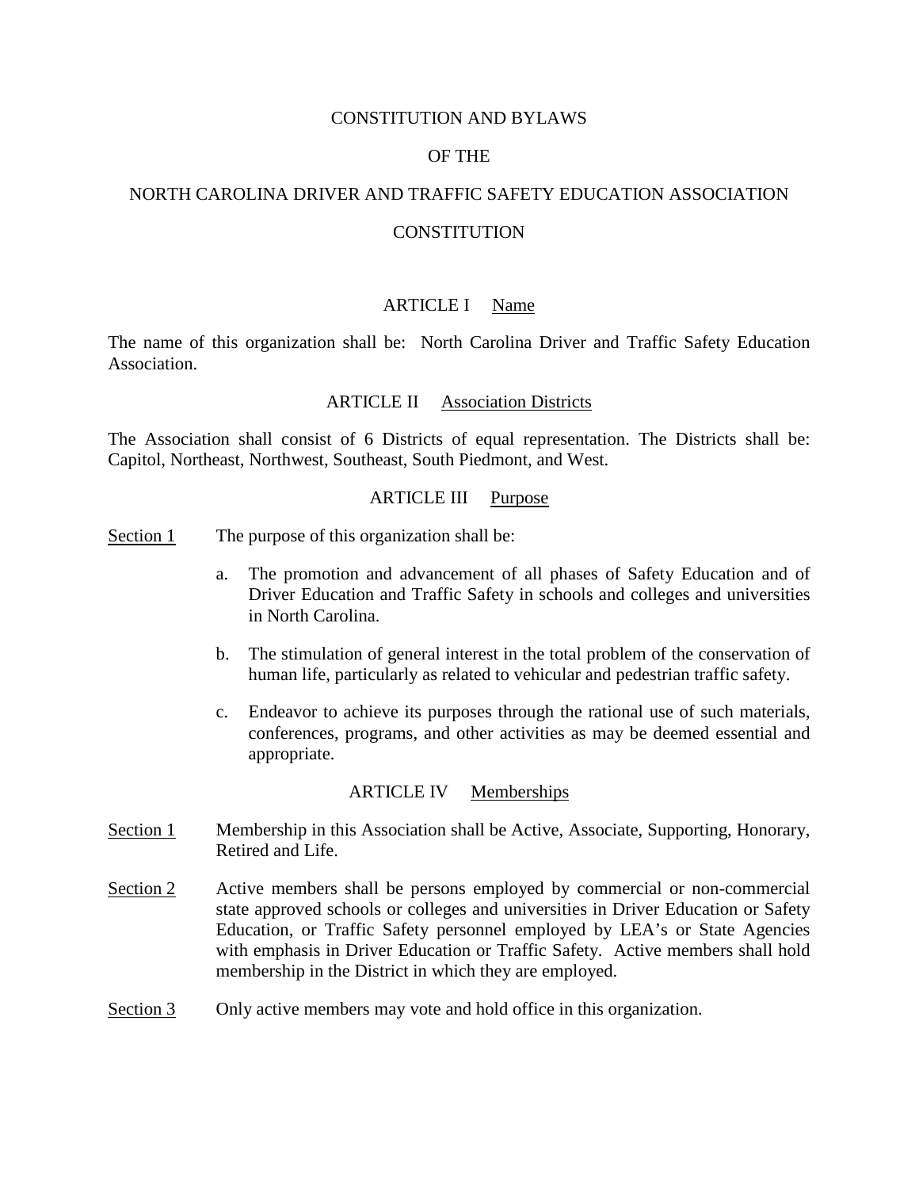# CONSTITUTION AND BYLAWS

# OF THE

# NORTH CAROLINA DRIVER AND TRAFFIC SAFETY EDUCATION ASSOCIATION

## CONSTITUTION

### ARTICLE I Name

The name of this organization shall be: North Carolina Driver and Traffic Safety Education Association.

### ARTICLE II Association Districts

The Association shall consist of 6 Districts of equal representation. The Districts shall be: Capitol, Northeast, Northwest, Southeast, South Piedmont, and West.

### ARTICLE III Purpose

Section 1 The purpose of this organization shall be:

a. The promotion and advancement of all phases of Safety Education and of Driver Education and Traffic Safety in schools and colleges and universities in North Carolina.

b. The stimulation of general interest in the total problem of the conservation of human life, particularly as related to vehicular and pedestrian traffic safety.

c. Endeavor to achieve its purposes through the rational use of such materials, conferences, programs, and other activities as may be deemed essential and appropriate.

### ARTICLE IV Memberships

Section 1 Membership in this Association shall be Active, Associate, Supporting, Honorary, Retired and Life.

Section 2 Active members shall be persons employed by commercial or non-commercial state approved schools or colleges and universities in Driver Education or Safety Education, or Traffic Safety personnel employed by LEA's or State Agencies with emphasis in Driver Education or Traffic Safety. Active members shall hold membership in the District in which they are employed.

Section 3 Only active members may vote and hold office in this organization.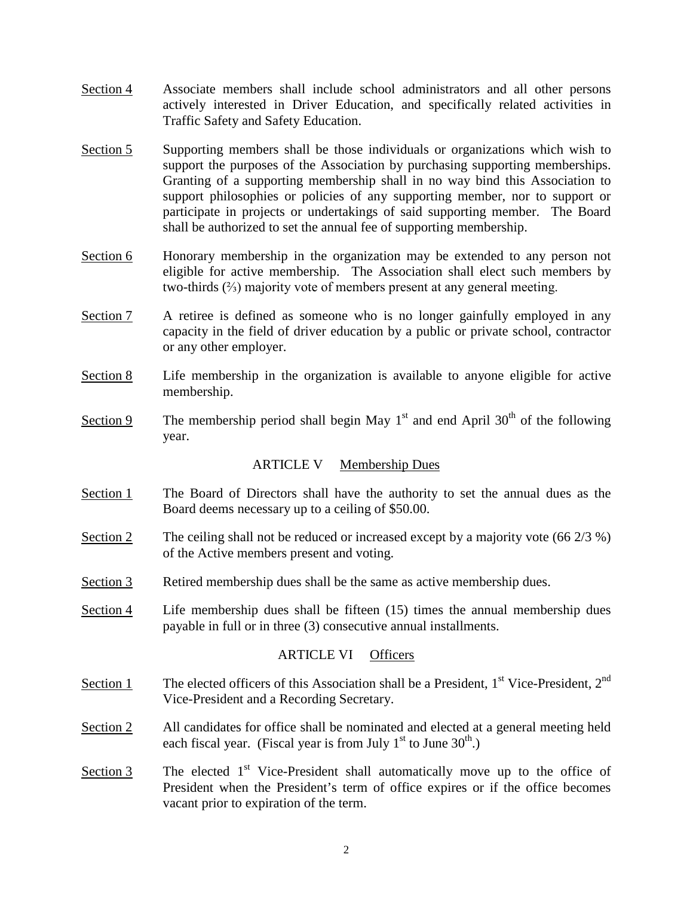Section 4 Associate members shall include school administrators and all other persons actively interested in Driver Education, and specifically related activities in Traffic Safety and Safety Education.

Section 5 Supporting members shall be those individuals or organizations which wish to support the purposes of the Association by purchasing supporting memberships. Granting of a supporting membership shall in no way bind this Association to support philosophies or policies of any supporting member, nor to support or participate in projects or undertakings of said supporting member. The Board shall be authorized to set the annual fee of supporting membership.

Section 6 Honorary membership in the organization may be extended to any person not eligible for active membership. The Association shall elect such members by two-thirds (⅔) majority vote of members present at any general meeting.

Section 7 A retiree is defined as someone who is no longer gainfully employed in any capacity in the field of driver education by a public or private school, contractor or any other employer.

Section 8 Life membership in the organization is available to anyone eligible for active membership.

Section 9 The membership period shall begin May 1st and end April 30th of the following year.

## ARTICLE V Membership Dues

Section 1 The Board of Directors shall have the authority to set the annual dues as the Board deems necessary up to a ceiling of $50.00.

Section 2 The ceiling shall not be reduced or increased except by a majority vote (66 2/3 %) of the Active members present and voting.

Section 3 Retired membership dues shall be the same as active membership dues.

Section 4 Life membership dues shall be fifteen (15) times the annual membership dues payable in full or in three (3) consecutive annual installments.

## ARTICLE VI Officers

Section 1 The elected officers of this Association shall be a President, 1st Vice-President, 2nd Vice-President and a Recording Secretary.

Section 2 All candidates for office shall be nominated and elected at a general meeting held each fiscal year. (Fiscal year is from July 1st to June 30th.)

Section 3 The elected 1st Vice-President shall automatically move up to the office of President when the President's term of office expires or if the office becomes vacant prior to expiration of the term.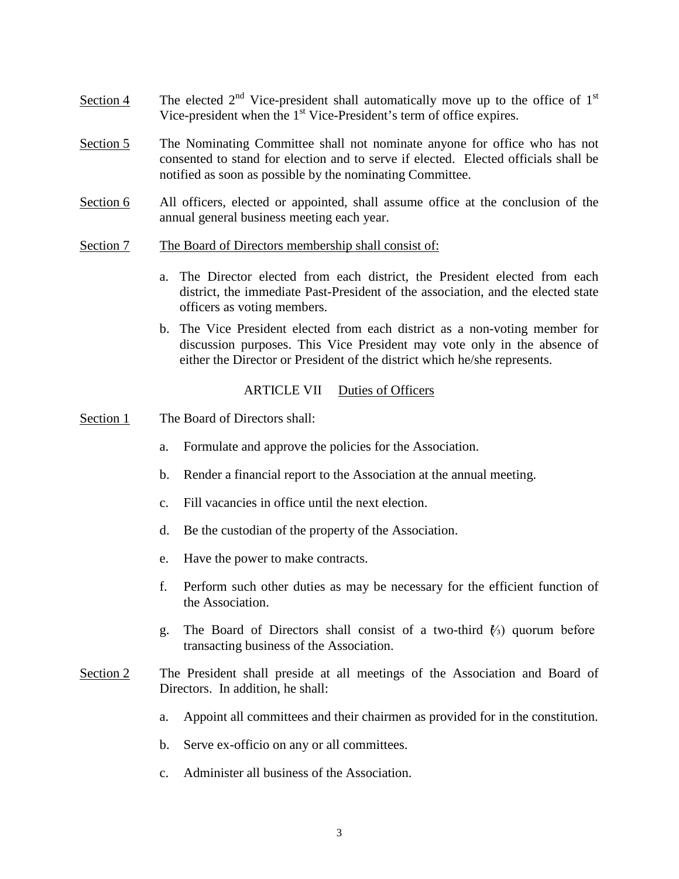Section 4 The elected 2nd Vice-president shall automatically move up to the office of 1st Vice-president when the 1st Vice-President's term of office expires.

Section 5 The Nominating Committee shall not nominate anyone for office who has not consented to stand for election and to serve if elected. Elected officials shall be notified as soon as possible by the nominating Committee.

Section 6 All officers, elected or appointed, shall assume office at the conclusion of the annual general business meeting each year.

Section 7 The Board of Directors membership shall consist of:

a. The Director elected from each district, the President elected from each district, the immediate Past-President of the association, and the elected state officers as voting members.

b. The Vice President elected from each district as a non-voting member for discussion purposes. This Vice President may vote only in the absence of either the Director or President of the district which he/she represents.

## ARTICLE VII Duties of Officers

Section 1 The Board of Directors shall:

a. Formulate and approve the policies for the Association.

b. Render a financial report to the Association at the annual meeting.

c. Fill vacancies in office until the next election.

d. Be the custodian of the property of the Association.

e. Have the power to make contracts.

f. Perform such other duties as may be necessary for the efficient function of the Association.

g. The Board of Directors shall consist of a two-third (⅔) quorum before transacting business of the Association.

Section 2 The President shall preside at all meetings of the Association and Board of Directors. In addition, he shall:

a. Appoint all committees and their chairmen as provided for in the constitution.

b. Serve ex-officio on any or all committees.

c. Administer all business of the Association.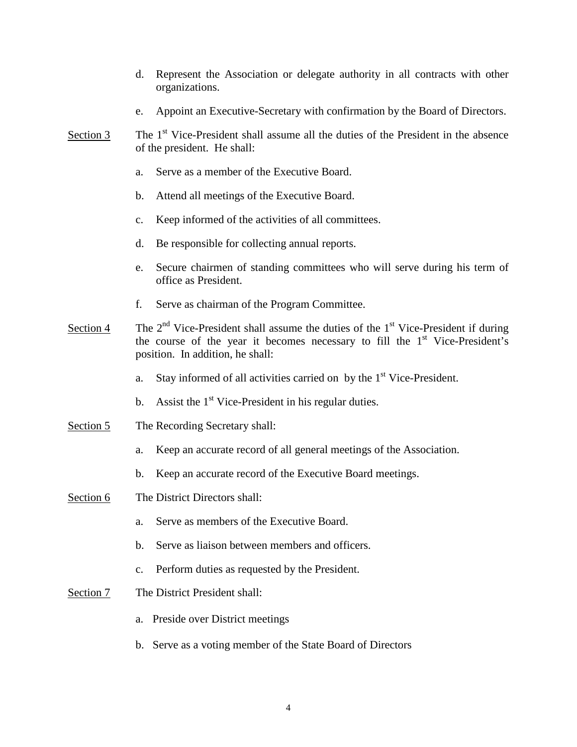d. Represent the Association or delegate authority in all contracts with other organizations.

e. Appoint an Executive-Secretary with confirmation by the Board of Directors.

Section 3 The 1st Vice-President shall assume all the duties of the President in the absence of the president. He shall:

a. Serve as a member of the Executive Board.

b. Attend all meetings of the Executive Board.

c. Keep informed of the activities of all committees.

d. Be responsible for collecting annual reports.

e. Secure chairmen of standing committees who will serve during his term of office as President.

f. Serve as chairman of the Program Committee.

Section 4 The 2nd Vice-President shall assume the duties of the 1st Vice-President if during the course of the year it becomes necessary to fill the 1st Vice-President's position. In addition, he shall:

a. Stay informed of all activities carried on by the 1st Vice-President.

b. Assist the 1st Vice-President in his regular duties.

Section 5 The Recording Secretary shall:

a. Keep an accurate record of all general meetings of the Association.

b. Keep an accurate record of the Executive Board meetings.

Section 6 The District Directors shall:

a. Serve as members of the Executive Board.

b. Serve as liaison between members and officers.

c. Perform duties as requested by the President.

Section 7 The District President shall:

a. Preside over District meetings

b. Serve as a voting member of the State Board of Directors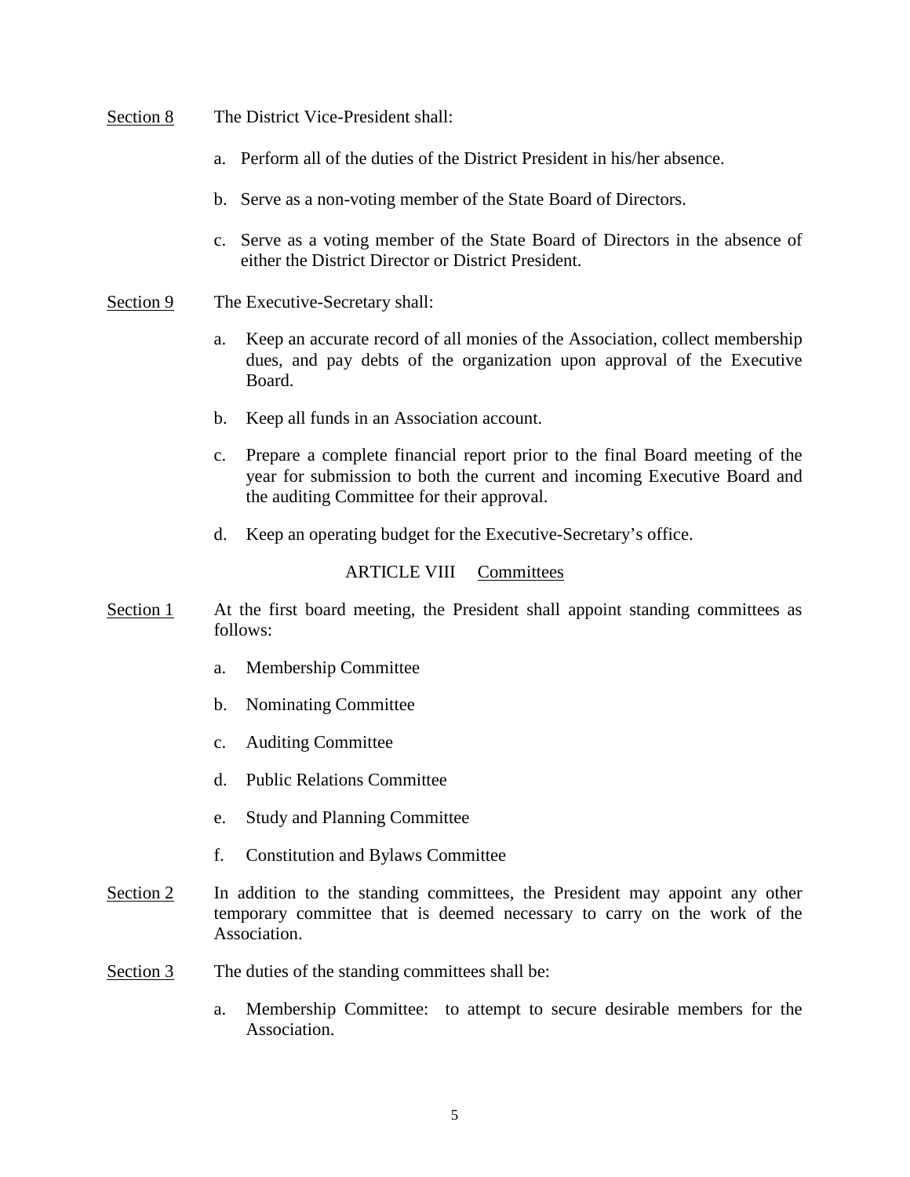Section 8 The District Vice-President shall:

a. Perform all of the duties of the District President in his/her absence.

b. Serve as a non-voting member of the State Board of Directors.

c. Serve as a voting member of the State Board of Directors in the absence of either the District Director or District President.

Section 9 The Executive-Secretary shall:

a. Keep an accurate record of all monies of the Association, collect membership dues, and pay debts of the organization upon approval of the Executive Board.

b. Keep all funds in an Association account.

c. Prepare a complete financial report prior to the final Board meeting of the year for submission to both the current and incoming Executive Board and the auditing Committee for their approval.

d. Keep an operating budget for the Executive-Secretary's office.

## ARTICLE VIII Committees

Section 1 At the first board meeting, the President shall appoint standing committees as follows:

a. Membership Committee

b. Nominating Committee

c. Auditing Committee

d. Public Relations Committee

e. Study and Planning Committee

f. Constitution and Bylaws Committee

Section 2 In addition to the standing committees, the President may appoint any other temporary committee that is deemed necessary to carry on the work of the Association.

Section 3 The duties of the standing committees shall be:

a. Membership Committee: to attempt to secure desirable members for the Association.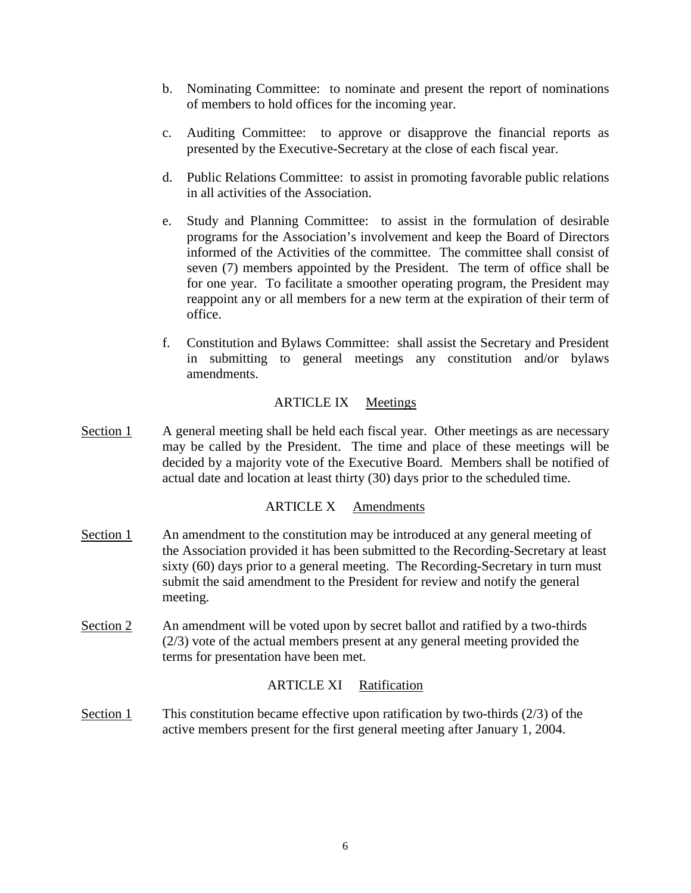b. Nominating Committee: to nominate and present the report of nominations of members to hold offices for the incoming year.

c. Auditing Committee: to approve or disapprove the financial reports as presented by the Executive-Secretary at the close of each fiscal year.

d. Public Relations Committee: to assist in promoting favorable public relations in all activities of the Association.

e. Study and Planning Committee: to assist in the formulation of desirable programs for the Association's involvement and keep the Board of Directors informed of the Activities of the committee. The committee shall consist of seven (7) members appointed by the President. The term of office shall be for one year. To facilitate a smoother operating program, the President may reappoint any or all members for a new term at the expiration of their term of office.

f. Constitution and Bylaws Committee: shall assist the Secretary and President in submitting to general meetings any constitution and/or bylaws amendments.

## ARTICLE IX Meetings

Section 1 A general meeting shall be held each fiscal year. Other meetings as are necessary may be called by the President. The time and place of these meetings will be decided by a majority vote of the Executive Board. Members shall be notified of actual date and location at least thirty (30) days prior to the scheduled time.

## ARTICLE X Amendments

Section 1 An amendment to the constitution may be introduced at any general meeting of the Association provided it has been submitted to the Recording-Secretary at least sixty (60) days prior to a general meeting. The Recording-Secretary in turn must submit the said amendment to the President for review and notify the general meeting.

Section 2 An amendment will be voted upon by secret ballot and ratified by a two-thirds (2/3) vote of the actual members present at any general meeting provided the terms for presentation have been met.

## ARTICLE XI Ratification

Section 1 This constitution became effective upon ratification by two-thirds (2/3) of the active members present for the first general meeting after January 1, 2004.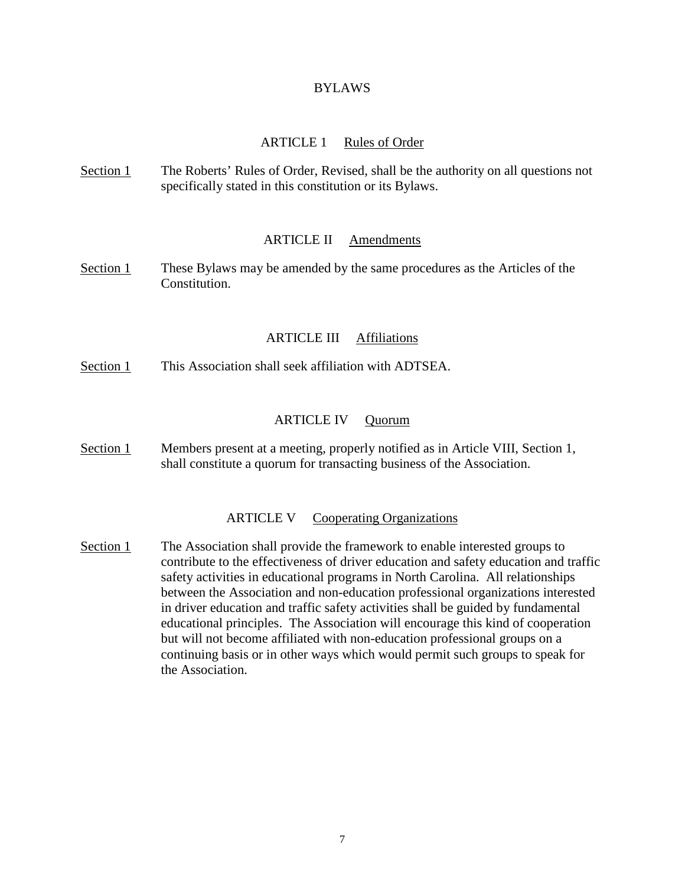# BYLAWS

## ARTICLE 1 Rules of Order

Section 1 The Roberts' Rules of Order, Revised, shall be the authority on all questions not specifically stated in this constitution or its Bylaws.

## ARTICLE II Amendments

Section 1 These Bylaws may be amended by the same procedures as the Articles of the Constitution.

## ARTICLE III Affiliations

Section 1 This Association shall seek affiliation with ADTSEA.

## ARTICLE IV Quorum

Section 1 Members present at a meeting, properly notified as in Article VIII, Section 1, shall constitute a quorum for transacting business of the Association.

## ARTICLE V Cooperating Organizations

Section 1 The Association shall provide the framework to enable interested groups to contribute to the effectiveness of driver education and safety education and traffic safety activities in educational programs in North Carolina. All relationships between the Association and non-education professional organizations interested in driver education and traffic safety activities shall be guided by fundamental educational principles. The Association will encourage this kind of cooperation but will not become affiliated with non-education professional groups on a continuing basis or in other ways which would permit such groups to speak for the Association.